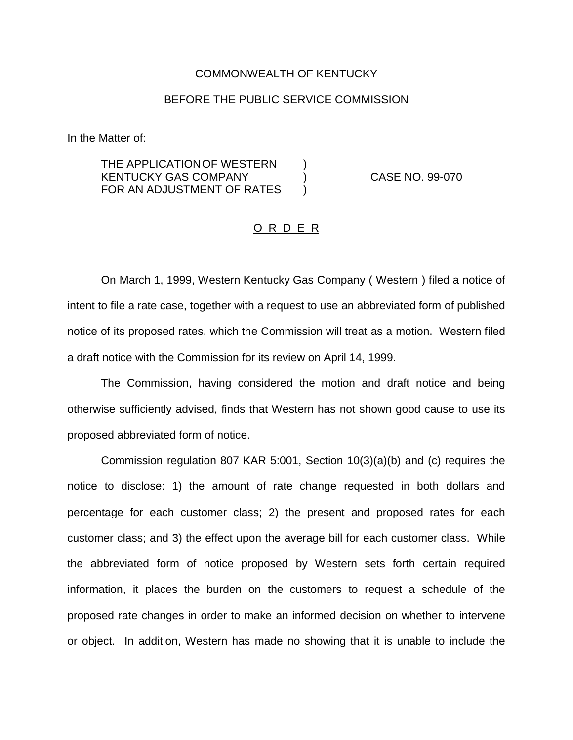COMMONWEALTH OF KENTUCKY

BEFORE THE PUBLIC SERVICE COMMISSION

In the Matter of:

THE APPLICATION OF WESTERN KENTUCKY GAS COMPANY FOR AN ADJUSTMENT OF RATES ) CASE NO. 99-070

O R D E R

On March 1, 1999, Western Kentucky Gas Company ( Western ) filed a notice of intent to file a rate case, together with a request to use an abbreviated form of published notice of its proposed rates, which the Commission will treat as a motion. Western filed a draft notice with the Commission for its review on April 14, 1999.

The Commission, having considered the motion and draft notice and being otherwise sufficiently advised, finds that Western has not shown good cause to use its proposed abbreviated form of notice.

Commission regulation 807 KAR 5:001, Section 10(3)(a)(b) and (c) requires the notice to disclose: 1) the amount of rate change requested in both dollars and percentage for each customer class; 2) the present and proposed rates for each customer class; and 3) the effect upon the average bill for each customer class. While the abbreviated form of notice proposed by Western sets forth certain required information, it places the burden on the customers to request a schedule of the proposed rate changes in order to make an informed decision on whether to intervene or object. In addition, Western has made no showing that it is unable to include the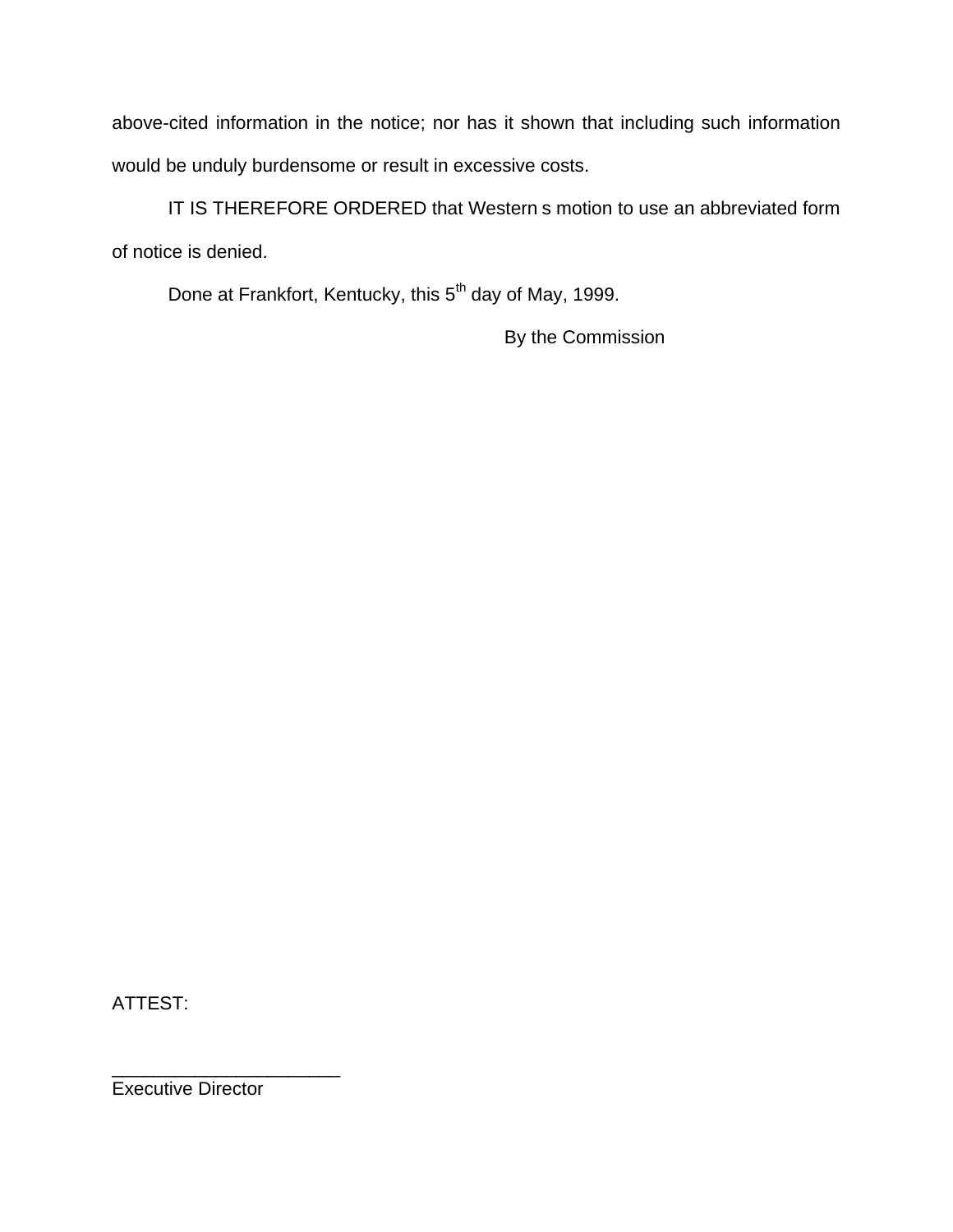above-cited information in the notice; nor has it shown that including such information would be unduly burdensome or result in excessive costs.

IT IS THEREFORE ORDERED that Western s motion to use an abbreviated form of notice is denied.

Done at Frankfort, Kentucky, this 5th day of May, 1999.

By the Commission

ATTEST:

______________________
Executive Director